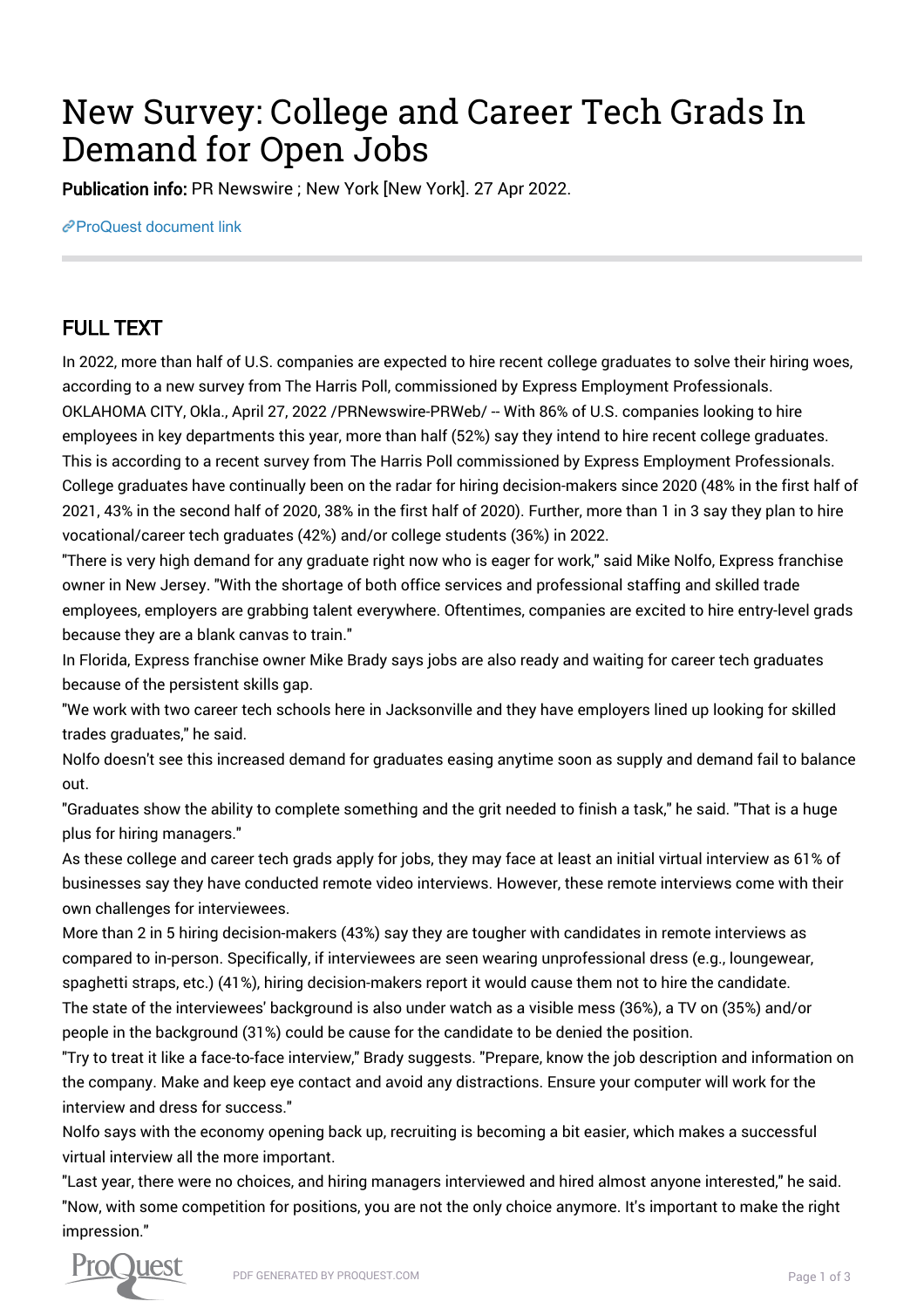# New Survey: College and Career Tech Grads In Demand for Open Jobs

**Publication info:** PR Newswire ; New York [New York]. 27 Apr 2022.

ProQuest document link

## FULL TEXT

In 2022, more than half of U.S. companies are expected to hire recent college graduates to solve their hiring woes, according to a new survey from The Harris Poll, commissioned by Express Employment Professionals.

OKLAHOMA CITY, Okla., April 27, 2022 /PRNewswire-PRWeb/ -- With 86% of U.S. companies looking to hire employees in key departments this year, more than half (52%) say they intend to hire recent college graduates. This is according to a recent survey from The Harris Poll commissioned by Express Employment Professionals.

College graduates have continually been on the radar for hiring decision-makers since 2020 (48% in the first half of 2021, 43% in the second half of 2020, 38% in the first half of 2020). Further, more than 1 in 3 say they plan to hire vocational/career tech graduates (42%) and/or college students (36%) in 2022.

"There is very high demand for any graduate right now who is eager for work," said Mike Nolfo, Express franchise owner in New Jersey. "With the shortage of both office services and professional staffing and skilled trade employees, employers are grabbing talent everywhere. Oftentimes, companies are excited to hire entry-level grads because they are a blank canvas to train."

In Florida, Express franchise owner Mike Brady says jobs are also ready and waiting for career tech graduates because of the persistent skills gap.

"We work with two career tech schools here in Jacksonville and they have employers lined up looking for skilled trades graduates," he said.

Nolfo doesn't see this increased demand for graduates easing anytime soon as supply and demand fail to balance out.

"Graduates show the ability to complete something and the grit needed to finish a task," he said. "That is a huge plus for hiring managers."

As these college and career tech grads apply for jobs, they may face at least an initial virtual interview as 61% of businesses say they have conducted remote video interviews. However, these remote interviews come with their own challenges for interviewees.

More than 2 in 5 hiring decision-makers (43%) say they are tougher with candidates in remote interviews as compared to in-person. Specifically, if interviewees are seen wearing unprofessional dress (e.g., loungewear, spaghetti straps, etc.) (41%), hiring decision-makers report it would cause them not to hire the candidate.

The state of the interviewees' background is also under watch as a visible mess (36%), a TV on (35%) and/or people in the background (31%) could be cause for the candidate to be denied the position.

"Try to treat it like a face-to-face interview," Brady suggests. "Prepare, know the job description and information on the company. Make and keep eye contact and avoid any distractions. Ensure your computer will work for the interview and dress for success."

Nolfo says with the economy opening back up, recruiting is becoming a bit easier, which makes a successful virtual interview all the more important.

"Last year, there were no choices, and hiring managers interviewed and hired almost anyone interested," he said. "Now, with some competition for positions, you are not the only choice anymore. It's important to make the right impression."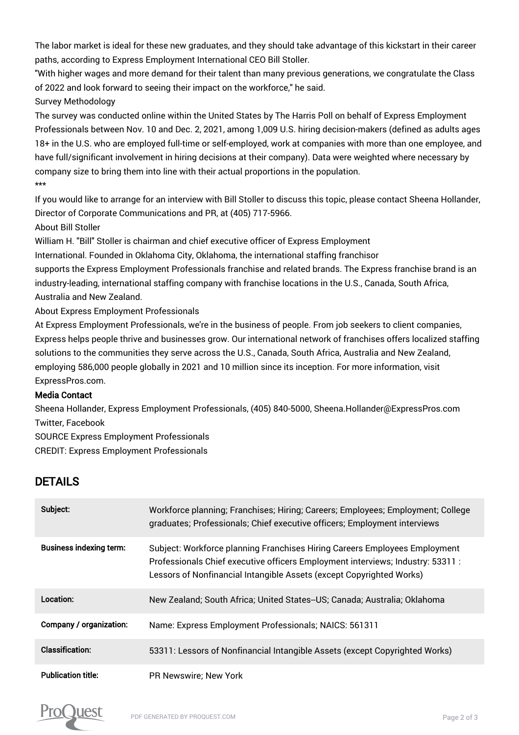The labor market is ideal for these new graduates, and they should take advantage of this kickstart in their career paths, according to Express Employment International CEO Bill Stoller.

"With higher wages and more demand for their talent than many previous generations, we congratulate the Class of 2022 and look forward to seeing their impact on the workforce," he said.

Survey Methodology

The survey was conducted online within the United States by The Harris Poll on behalf of Express Employment Professionals between Nov. 10 and Dec. 2, 2021, among 1,009 U.S. hiring decision-makers (defined as adults ages 18+ in the U.S. who are employed full-time or self-employed, work at companies with more than one employee, and have full/significant involvement in hiring decisions at their company). Data were weighted where necessary by company size to bring them into line with their actual proportions in the population.

***

If you would like to arrange for an interview with Bill Stoller to discuss this topic, please contact Sheena Hollander, Director of Corporate Communications and PR, at (405) 717-5966.

About Bill Stoller

William H. "Bill" Stoller is chairman and chief executive officer of Express Employment International. Founded in Oklahoma City, Oklahoma, the international staffing franchisor supports the Express Employment Professionals franchise and related brands. The Express franchise brand is an industry-leading, international staffing company with franchise locations in the U.S., Canada, South Africa, Australia and New Zealand.

About Express Employment Professionals

At Express Employment Professionals, we're in the business of people. From job seekers to client companies, Express helps people thrive and businesses grow. Our international network of franchises offers localized staffing solutions to the communities they serve across the U.S., Canada, South Africa, Australia and New Zealand, employing 586,000 people globally in 2021 and 10 million since its inception. For more information, visit ExpressPros.com.

**Media Contact**

Sheena Hollander, Express Employment Professionals, (405) 840-5000, Sheena.Hollander@ExpressPros.com

Twitter, Facebook

SOURCE Express Employment Professionals

CREDIT: Express Employment Professionals

## DETAILS

| | |
|---|---|
| **Subject:** | Workforce planning; Franchises; Hiring; Careers; Employees; Employment; College graduates; Professionals; Chief executive officers; Employment interviews |
| **Business indexing term:** | Subject: Workforce planning Franchises Hiring Careers Employees Employment Professionals Chief executive officers Employment interviews; Industry: 53311 : Lessors of Nonfinancial Intangible Assets (except Copyrighted Works) |
| **Location:** | New Zealand; South Africa; United States--US; Canada; Australia; Oklahoma |
| **Company / organization:** | Name: Express Employment Professionals; NAICS: 561311 |
| **Classification:** | 53311: Lessors of Nonfinancial Intangible Assets (except Copyrighted Works) |
| **Publication title:** | PR Newswire; New York |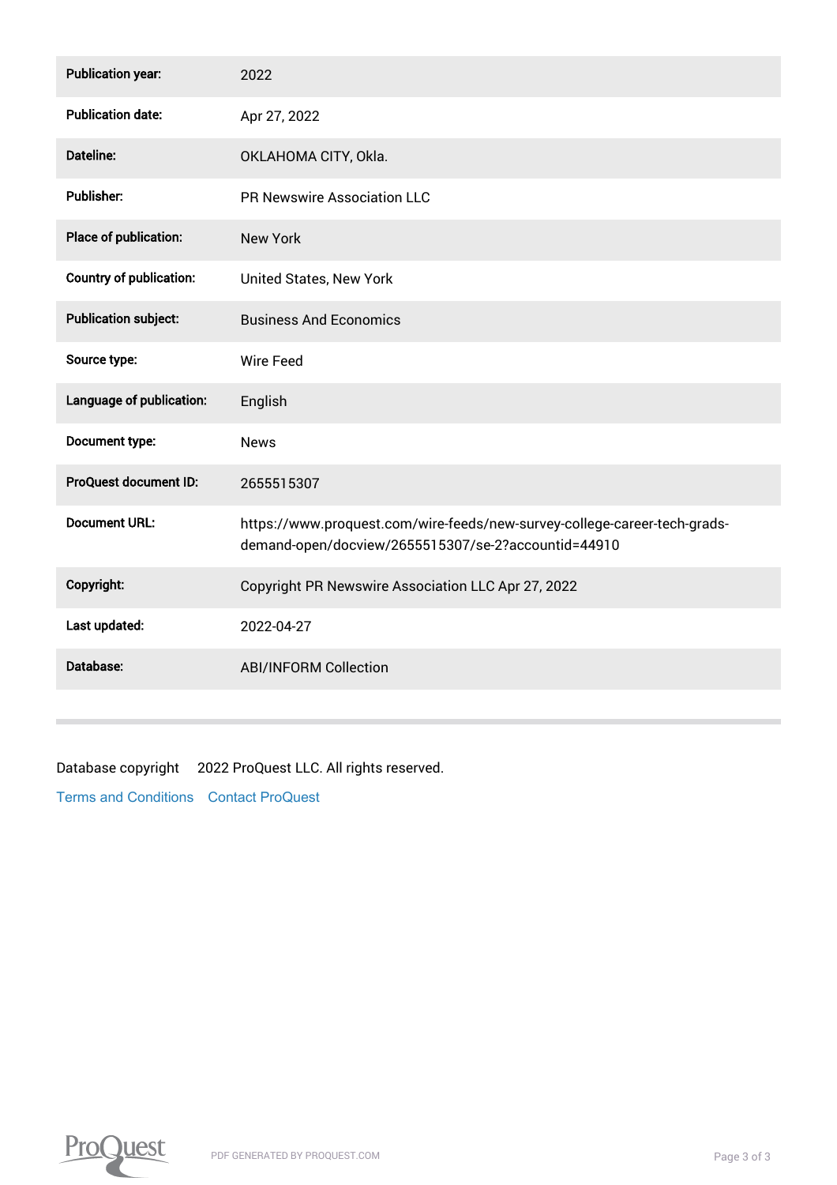| | |
|---|---|
| **Publication year:** | 2022 |
| **Publication date:** | Apr 27, 2022 |
| **Dateline:** | OKLAHOMA CITY, Okla. |
| **Publisher:** | PR Newswire Association LLC |
| **Place of publication:** | New York |
| **Country of publication:** | United States, New York |
| **Publication subject:** | Business And Economics |
| **Source type:** | Wire Feed |
| **Language of publication:** | English |
| **Document type:** | News |
| **ProQuest document ID:** | 2655515307 |
| **Document URL:** | https://www.proquest.com/wire-feeds/new-survey-college-career-tech-grads-demand-open/docview/2655515307/se-2?accountid=44910 |
| **Copyright:** | Copyright PR Newswire Association LLC Apr 27, 2022 |
| **Last updated:** | 2022-04-27 |
| **Database:** | ABI/INFORM Collection |

Database copyright 2022 ProQuest LLC. All rights reserved.

Terms and Conditions Contact ProQuest